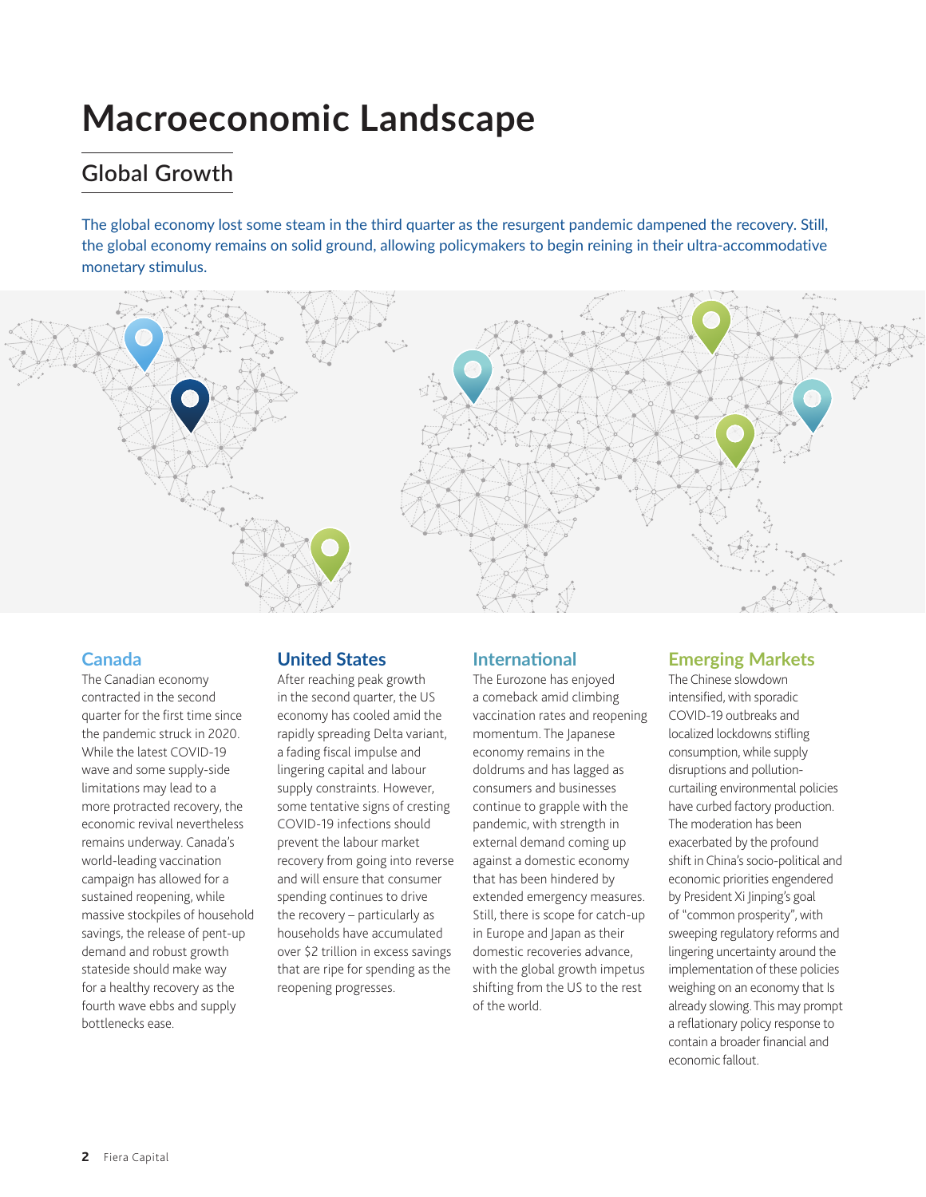# Macroeconomic Landscape

## Global Growth

The global economy lost some steam in the third quarter as the resurgent pandemic dampened the recovery. Still, the global economy remains on solid ground, allowing policymakers to begin reining in their ultra-accommodative monetary stimulus.

### Canada

The Canadian economy contracted in the second quarter for the first time since the pandemic struck in 2020. While the latest COVID-19 wave and some supply-side limitations may lead to a more protracted recovery, the economic revival nevertheless remains underway. Canada's world-leading vaccination campaign has allowed for a sustained reopening, while massive stockpiles of household savings, the release of pent-up demand and robust growth stateside should make way for a healthy recovery as the fourth wave ebbs and supply bottlenecks ease.

### United States

After reaching peak growth in the second quarter, the US economy has cooled amid the rapidly spreading Delta variant, a fading fiscal impulse and lingering capital and labour supply constraints. However, some tentative signs of cresting COVID-19 infections should prevent the labour market recovery from going into reverse and will ensure that consumer spending continues to drive the recovery – particularly as households have accumulated over $2 trillion in excess savings that are ripe for spending as the reopening progresses.

### International

The Eurozone has enjoyed a comeback amid climbing vaccination rates and reopening momentum. The Japanese economy remains in the doldrums and has lagged as consumers and businesses continue to grapple with the pandemic, with strength in external demand coming up against a domestic economy that has been hindered by extended emergency measures. Still, there is scope for catch-up in Europe and Japan as their domestic recoveries advance, with the global growth impetus shifting from the US to the rest of the world.

### Emerging Markets

The Chinese slowdown intensified, with sporadic COVID-19 outbreaks and localized lockdowns stifling consumption, while supply disruptions and pollution-curtailing environmental policies have curbed factory production. The moderation has been exacerbated by the profound shift in China's socio-political and economic priorities engendered by President Xi Jinping's goal of "common prosperity", with sweeping regulatory reforms and lingering uncertainty around the implementation of these policies weighing on an economy that Is already slowing. This may prompt a reflationary policy response to contain a broader financial and economic fallout.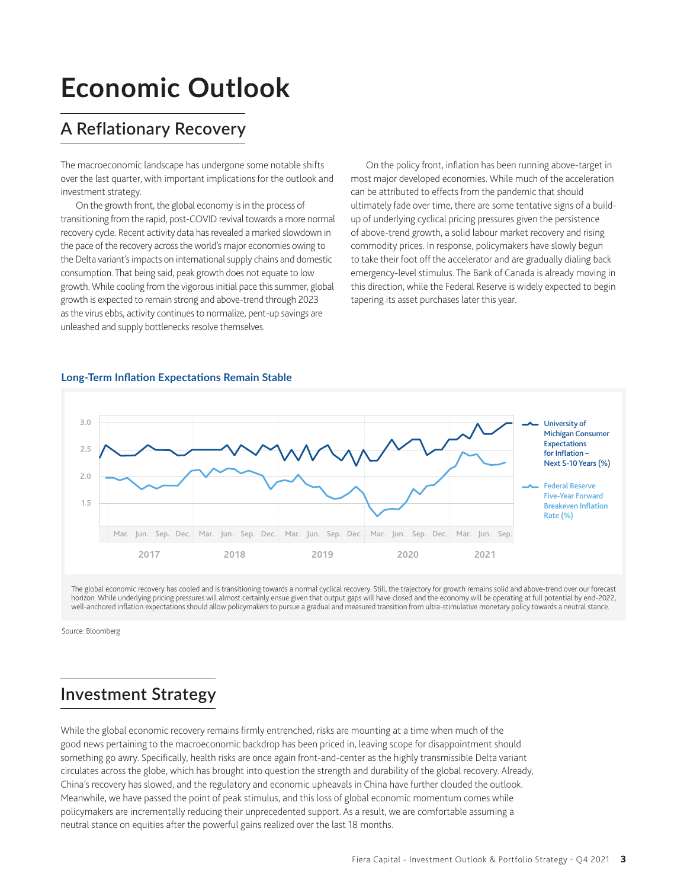# Economic Outlook

## A Reflationary Recovery

The macroeconomic landscape has undergone some notable shifts over the last quarter, with important implications for the outlook and investment strategy.

On the growth front, the global economy is in the process of transitioning from the rapid, post-COVID revival towards a more normal recovery cycle. Recent activity data has revealed a marked slowdown in the pace of the recovery across the world's major economies owing to the Delta variant's impacts on international supply chains and domestic consumption. That being said, peak growth does not equate to low growth. While cooling from the vigorous initial pace this summer, global growth is expected to remain strong and above-trend through 2023 as the virus ebbs, activity continues to normalize, pent-up savings are unleashed and supply bottlenecks resolve themselves.

On the policy front, inflation has been running above-target in most major developed economies. While much of the acceleration can be attributed to effects from the pandemic that should ultimately fade over time, there are some tentative signs of a build-up of underlying cyclical pricing pressures given the persistence of above-trend growth, a solid labour market recovery and rising commodity prices. In response, policymakers have slowly begun to take their foot off the accelerator and are gradually dialing back emergency-level stimulus. The Bank of Canada is already moving in this direction, while the Federal Reserve is widely expected to begin tapering its asset purchases later this year.

**Long-Term Inflation Expectations Remain Stable**

The global economic recovery has cooled and is transitioning towards a normal cyclical recovery. Still, the trajectory for growth remains solid and above-trend over our forecast horizon. While underlying pricing pressures will almost certainly ensue given that output gaps will have closed and the economy will be operating at full potential by end-2022, well-anchored inflation expectations should allow policymakers to pursue a gradual and measured transition from ultra-stimulative monetary policy towards a neutral stance.

Source: Bloomberg

## Investment Strategy

While the global economic recovery remains firmly entrenched, risks are mounting at a time when much of the good news pertaining to the macroeconomic backdrop has been priced in, leaving scope for disappointment should something go awry. Specifically, health risks are once again front-and-center as the highly transmissible Delta variant circulates across the globe, which has brought into question the strength and durability of the global recovery. Already, China's recovery has slowed, and the regulatory and economic upheavals in China have further clouded the outlook. Meanwhile, we have passed the point of peak stimulus, and this loss of global economic momentum comes while policymakers are incrementally reducing their unprecedented support. As a result, we are comfortable assuming a neutral stance on equities after the powerful gains realized over the last 18 months.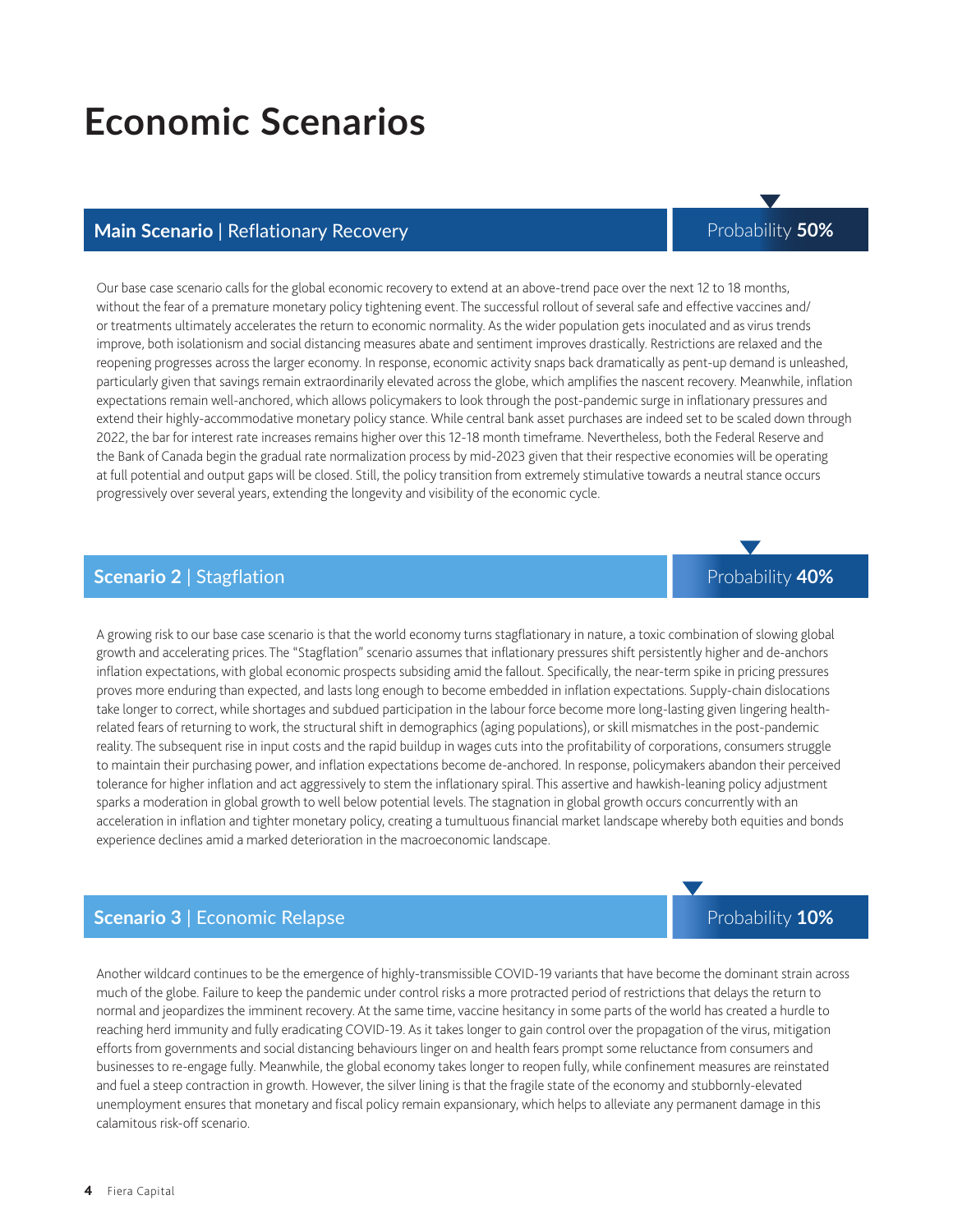# Economic Scenarios

## Main Scenario | Reflationary Recovery

Probability **50%**

Our base case scenario calls for the global economic recovery to extend at an above-trend pace over the next 12 to 18 months, without the fear of a premature monetary policy tightening event. The successful rollout of several safe and effective vaccines and/or treatments ultimately accelerates the return to economic normality. As the wider population gets inoculated and as virus trends improve, both isolationism and social distancing measures abate and sentiment improves drastically. Restrictions are relaxed and the reopening progresses across the larger economy. In response, economic activity snaps back dramatically as pent-up demand is unleashed, particularly given that savings remain extraordinarily elevated across the globe, which amplifies the nascent recovery. Meanwhile, inflation expectations remain well-anchored, which allows policymakers to look through the post-pandemic surge in inflationary pressures and extend their highly-accommodative monetary policy stance. While central bank asset purchases are indeed set to be scaled down through 2022, the bar for interest rate increases remains higher over this 12-18 month timeframe. Nevertheless, both the Federal Reserve and the Bank of Canada begin the gradual rate normalization process by mid-2023 given that their respective economies will be operating at full potential and output gaps will be closed. Still, the policy transition from extremely stimulative towards a neutral stance occurs progressively over several years, extending the longevity and visibility of the economic cycle.

## Scenario 2 | Stagflation

Probability **40%**

A growing risk to our base case scenario is that the world economy turns stagflationary in nature, a toxic combination of slowing global growth and accelerating prices. The "Stagflation" scenario assumes that inflationary pressures shift persistently higher and de-anchors inflation expectations, with global economic prospects subsiding amid the fallout. Specifically, the near-term spike in pricing pressures proves more enduring than expected, and lasts long enough to become embedded in inflation expectations. Supply-chain dislocations take longer to correct, while shortages and subdued participation in the labour force become more long-lasting given lingering health-related fears of returning to work, the structural shift in demographics (aging populations), or skill mismatches in the post-pandemic reality. The subsequent rise in input costs and the rapid buildup in wages cuts into the profitability of corporations, consumers struggle to maintain their purchasing power, and inflation expectations become de-anchored. In response, policymakers abandon their perceived tolerance for higher inflation and act aggressively to stem the inflationary spiral. This assertive and hawkish-leaning policy adjustment sparks a moderation in global growth to well below potential levels. The stagnation in global growth occurs concurrently with an acceleration in inflation and tighter monetary policy, creating a tumultuous financial market landscape whereby both equities and bonds experience declines amid a marked deterioration in the macroeconomic landscape.

## Scenario 3 | Economic Relapse

Probability **10%**

Another wildcard continues to be the emergence of highly-transmissible COVID-19 variants that have become the dominant strain across much of the globe. Failure to keep the pandemic under control risks a more protracted period of restrictions that delays the return to normal and jeopardizes the imminent recovery. At the same time, vaccine hesitancy in some parts of the world has created a hurdle to reaching herd immunity and fully eradicating COVID-19. As it takes longer to gain control over the propagation of the virus, mitigation efforts from governments and social distancing behaviours linger on and health fears prompt some reluctance from consumers and businesses to re-engage fully. Meanwhile, the global economy takes longer to reopen fully, while confinement measures are reinstated and fuel a steep contraction in growth. However, the silver lining is that the fragile state of the economy and stubbornly-elevated unemployment ensures that monetary and fiscal policy remain expansionary, which helps to alleviate any permanent damage in this calamitous risk-off scenario.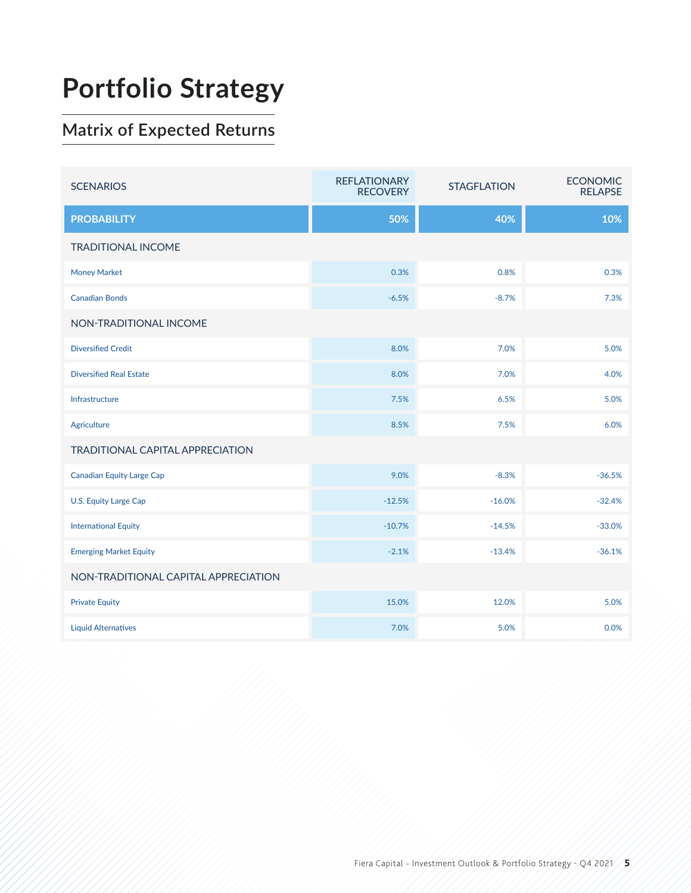# Portfolio Strategy

## Matrix of Expected Returns

| SCENARIOS | REFLATIONARY RECOVERY | STAGFLATION | ECONOMIC RELAPSE |
|---|---|---|---|
| **PROBABILITY** | **50%** | **40%** | **10%** |
| TRADITIONAL INCOME | | | |
| Money Market | 0.3% | 0.8% | 0.3% |
| Canadian Bonds | -6.5% | -8.7% | 7.3% |
| NON-TRADITIONAL INCOME | | | |
| Diversified Credit | 8.0% | 7.0% | 5.0% |
| Diversified Real Estate | 8.0% | 7.0% | 4.0% |
| Infrastructure | 7.5% | 6.5% | 5.0% |
| Agriculture | 8.5% | 7.5% | 6.0% |
| TRADITIONAL CAPITAL APPRECIATION | | | |
| Canadian Equity Large Cap | 9.0% | -8.3% | -36.5% |
| U.S. Equity Large Cap | -12.5% | -16.0% | -32.4% |
| International Equity | -10.7% | -14.5% | -33.0% |
| Emerging Market Equity | -2.1% | -13.4% | -36.1% |
| NON-TRADITIONAL CAPITAL APPRECIATION | | | |
| Private Equity | 15.0% | 12.0% | 5.0% |
| Liquid Alternatives | 7.0% | 5.0% | 0.0% |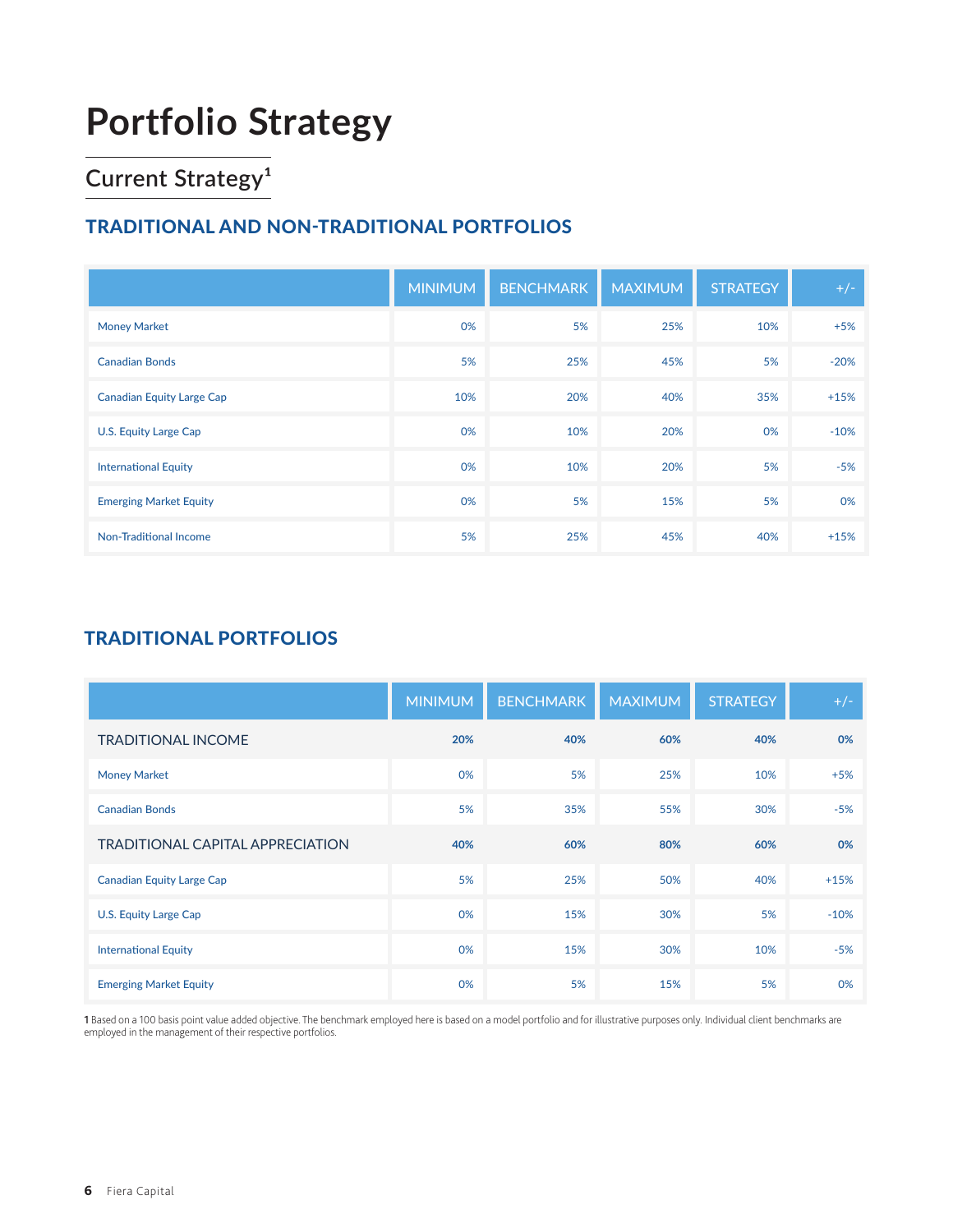# Portfolio Strategy

## Current Strategy[1]

### TRADITIONAL AND NON-TRADITIONAL PORTFOLIOS

| | MINIMUM | BENCHMARK | MAXIMUM | STRATEGY | +/- |
|---|---|---|---|---|---|
| Money Market | 0% | 5% | 25% | 10% | +5% |
| Canadian Bonds | 5% | 25% | 45% | 5% | -20% |
| Canadian Equity Large Cap | 10% | 20% | 40% | 35% | +15% |
| U.S. Equity Large Cap | 0% | 10% | 20% | 0% | -10% |
| International Equity | 0% | 10% | 20% | 5% | -5% |
| Emerging Market Equity | 0% | 5% | 15% | 5% | 0% |
| Non-Traditional Income | 5% | 25% | 45% | 40% | +15% |

### TRADITIONAL PORTFOLIOS

| | MINIMUM | BENCHMARK | MAXIMUM | STRATEGY | +/- |
|---|---|---|---|---|---|
| TRADITIONAL INCOME | **20%** | **40%** | **60%** | **40%** | **0%** |
| Money Market | 0% | 5% | 25% | 10% | +5% |
| Canadian Bonds | 5% | 35% | 55% | 30% | -5% |
| TRADITIONAL CAPITAL APPRECIATION | **40%** | **60%** | **80%** | **60%** | **0%** |
| Canadian Equity Large Cap | 5% | 25% | 50% | 40% | +15% |
| U.S. Equity Large Cap | 0% | 15% | 30% | 5% | -10% |
| International Equity | 0% | 15% | 30% | 10% | -5% |
| Emerging Market Equity | 0% | 5% | 15% | 5% | 0% |

**1** Based on a 100 basis point value added objective. The benchmark employed here is based on a model portfolio and for illustrative purposes only. Individual client benchmarks are employed in the management of their respective portfolios.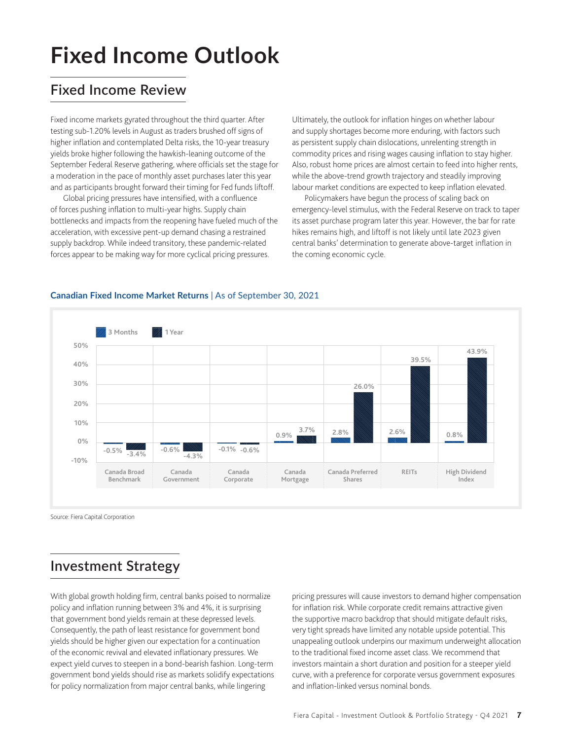# Fixed Income Outlook

## Fixed Income Review

Fixed income markets gyrated throughout the third quarter. After testing sub-1.20% levels in August as traders brushed off signs of higher inflation and contemplated Delta risks, the 10-year treasury yields broke higher following the hawkish-leaning outcome of the September Federal Reserve gathering, where officials set the stage for a moderation in the pace of monthly asset purchases later this year and as participants brought forward their timing for Fed funds liftoff.

Global pricing pressures have intensified, with a confluence of forces pushing inflation to multi-year highs. Supply chain bottlenecks and impacts from the reopening have fueled much of the acceleration, with excessive pent-up demand chasing a restrained supply backdrop. While indeed transitory, these pandemic-related forces appear to be making way for more cyclical pricing pressures.

Ultimately, the outlook for inflation hinges on whether labour and supply shortages become more enduring, with factors such as persistent supply chain dislocations, unrelenting strength in commodity prices and rising wages causing inflation to stay higher. Also, robust home prices are almost certain to feed into higher rents, while the above-trend growth trajectory and steadily improving labour market conditions are expected to keep inflation elevated.

Policymakers have begun the process of scaling back on emergency-level stimulus, with the Federal Reserve on track to taper its asset purchase program later this year. However, the bar for rate hikes remains high, and liftoff is not likely until late 2023 given central banks' determination to generate above-target inflation in the coming economic cycle.

**Canadian Fixed Income Market Returns** | As of September 30, 2021

| | 3 Months | 1 Year |
|---|---|---|
| Canada Broad Benchmark | -0.5% | -3.4% |
| Canada Government | -0.6% | -4.3% |
| Canada Corporate | -0.1% | -0.6% |
| Canada Mortgage | 0.9% | 3.7% |
| Canada Preferred Shares | 2.8% | 26.0% |
| REITs | 2.6% | 39.5% |
| High Dividend Index | 0.8% | 43.9% |

Source: Fiera Capital Corporation

## Investment Strategy

With global growth holding firm, central banks poised to normalize policy and inflation running between 3% and 4%, it is surprising that government bond yields remain at these depressed levels. Consequently, the path of least resistance for government bond yields should be higher given our expectation for a continuation of the economic revival and elevated inflationary pressures. We expect yield curves to steepen in a bond-bearish fashion. Long-term government bond yields should rise as markets solidify expectations for policy normalization from major central banks, while lingering pricing pressures will cause investors to demand higher compensation for inflation risk. While corporate credit remains attractive given the supportive macro backdrop that should mitigate default risks, very tight spreads have limited any notable upside potential. This unappealing outlook underpins our maximum underweight allocation to the traditional fixed income asset class. We recommend that investors maintain a short duration and position for a steeper yield curve, with a preference for corporate versus government exposures and inflation-linked versus nominal bonds.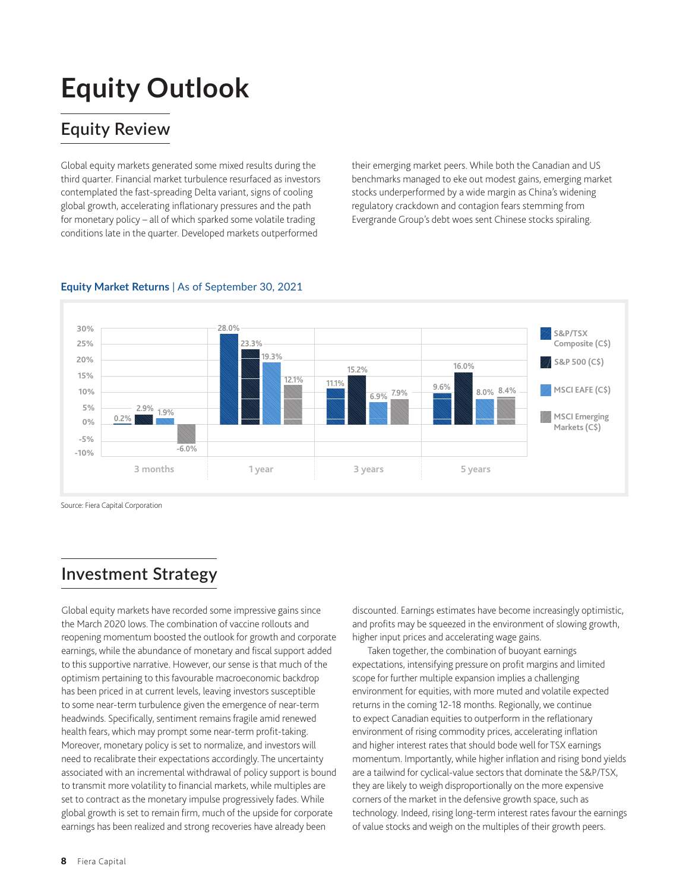# Equity Outlook

## Equity Review

Global equity markets generated some mixed results during the third quarter. Financial market turbulence resurfaced as investors contemplated the fast-spreading Delta variant, signs of cooling global growth, accelerating inflationary pressures and the path for monetary policy – all of which sparked some volatile trading conditions late in the quarter. Developed markets outperformed their emerging market peers. While both the Canadian and US benchmarks managed to eke out modest gains, emerging market stocks underperformed by a wide margin as China's widening regulatory crackdown and contagion fears stemming from Evergrande Group's debt woes sent Chinese stocks spiraling.

**Equity Market Returns** | As of September 30, 2021

| | 3 months | 1 year | 3 years | 5 years |
|---|---|---|---|---|
| S&P/TSX Composite (C$) | 0.2% | 28.0% | 11.1% | 9.6% |
| S&P 500 (C$) | 2.9% | 23.3% | 15.2% | 16.0% |
| MSCI EAFE (C$) | 1.9% | 19.3% | 6.9% | 8.0% |
| MSCI Emerging Markets (C$) | -6.0% | 12.1% | 7.9% | 8.4% |

Source: Fiera Capital Corporation

## Investment Strategy

Global equity markets have recorded some impressive gains since the March 2020 lows. The combination of vaccine rollouts and reopening momentum boosted the outlook for growth and corporate earnings, while the abundance of monetary and fiscal support added to this supportive narrative. However, our sense is that much of the optimism pertaining to this favourable macroeconomic backdrop has been priced in at current levels, leaving investors susceptible to some near-term turbulence given the emergence of near-term headwinds. Specifically, sentiment remains fragile amid renewed health fears, which may prompt some near-term profit-taking. Moreover, monetary policy is set to normalize, and investors will need to recalibrate their expectations accordingly. The uncertainty associated with an incremental withdrawal of policy support is bound to transmit more volatility to financial markets, while multiples are set to contract as the monetary impulse progressively fades. While global growth is set to remain firm, much of the upside for corporate earnings has been realized and strong recoveries have already been discounted. Earnings estimates have become increasingly optimistic, and profits may be squeezed in the environment of slowing growth, higher input prices and accelerating wage gains.

Taken together, the combination of buoyant earnings expectations, intensifying pressure on profit margins and limited scope for further multiple expansion implies a challenging environment for equities, with more muted and volatile expected returns in the coming 12-18 months. Regionally, we continue to expect Canadian equities to outperform in the reflationary environment of rising commodity prices, accelerating inflation and higher interest rates that should bode well for TSX earnings momentum. Importantly, while higher inflation and rising bond yields are a tailwind for cyclical-value sectors that dominate the S&P/TSX, they are likely to weigh disproportionally on the more expensive corners of the market in the defensive growth space, such as technology. Indeed, rising long-term interest rates favour the earnings of value stocks and weigh on the multiples of their growth peers.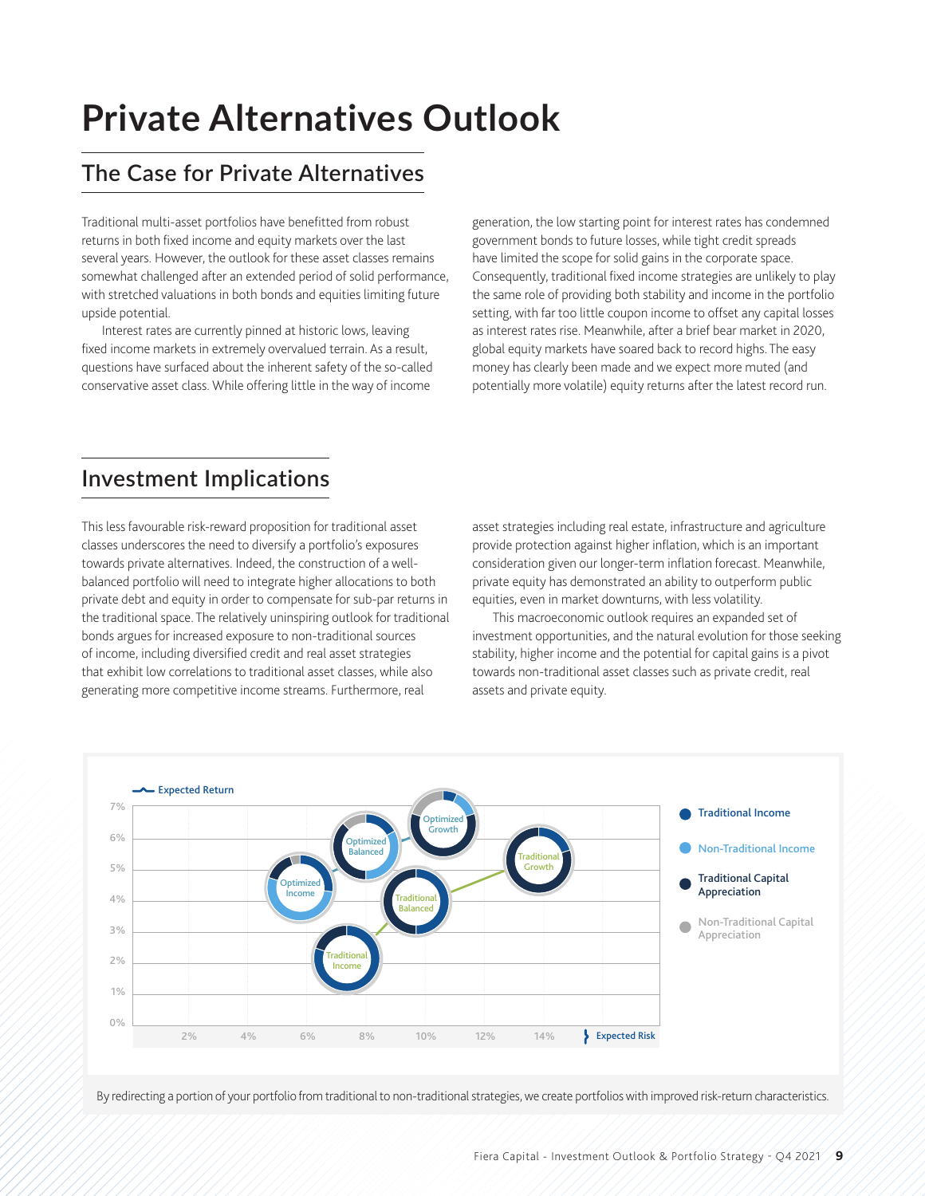# Private Alternatives Outlook

## The Case for Private Alternatives

Traditional multi-asset portfolios have benefitted from robust returns in both fixed income and equity markets over the last several years. However, the outlook for these asset classes remains somewhat challenged after an extended period of solid performance, with stretched valuations in both bonds and equities limiting future upside potential.

Interest rates are currently pinned at historic lows, leaving fixed income markets in extremely overvalued terrain. As a result, questions have surfaced about the inherent safety of the so-called conservative asset class. While offering little in the way of income generation, the low starting point for interest rates has condemned government bonds to future losses, while tight credit spreads have limited the scope for solid gains in the corporate space. Consequently, traditional fixed income strategies are unlikely to play the same role of providing both stability and income in the portfolio setting, with far too little coupon income to offset any capital losses as interest rates rise. Meanwhile, after a brief bear market in 2020, global equity markets have soared back to record highs. The easy money has clearly been made and we expect more muted (and potentially more volatile) equity returns after the latest record run.

## Investment Implications

This less favourable risk-reward proposition for traditional asset classes underscores the need to diversify a portfolio's exposures towards private alternatives. Indeed, the construction of a well-balanced portfolio will need to integrate higher allocations to both private debt and equity in order to compensate for sub-par returns in the traditional space. The relatively uninspiring outlook for traditional bonds argues for increased exposure to non-traditional sources of income, including diversified credit and real asset strategies that exhibit low correlations to traditional asset classes, while also generating more competitive income streams. Furthermore, real asset strategies including real estate, infrastructure and agriculture provide protection against higher inflation, which is an important consideration given our longer-term inflation forecast. Meanwhile, private equity has demonstrated an ability to outperform public equities, even in market downturns, with less volatility.

This macroeconomic outlook requires an expanded set of investment opportunities, and the natural evolution for those seeking stability, higher income and the potential for capital gains is a pivot towards non-traditional asset classes such as private credit, real assets and private equity.

By redirecting a portion of your portfolio from traditional to non-traditional strategies, we create portfolios with improved risk-return characteristics.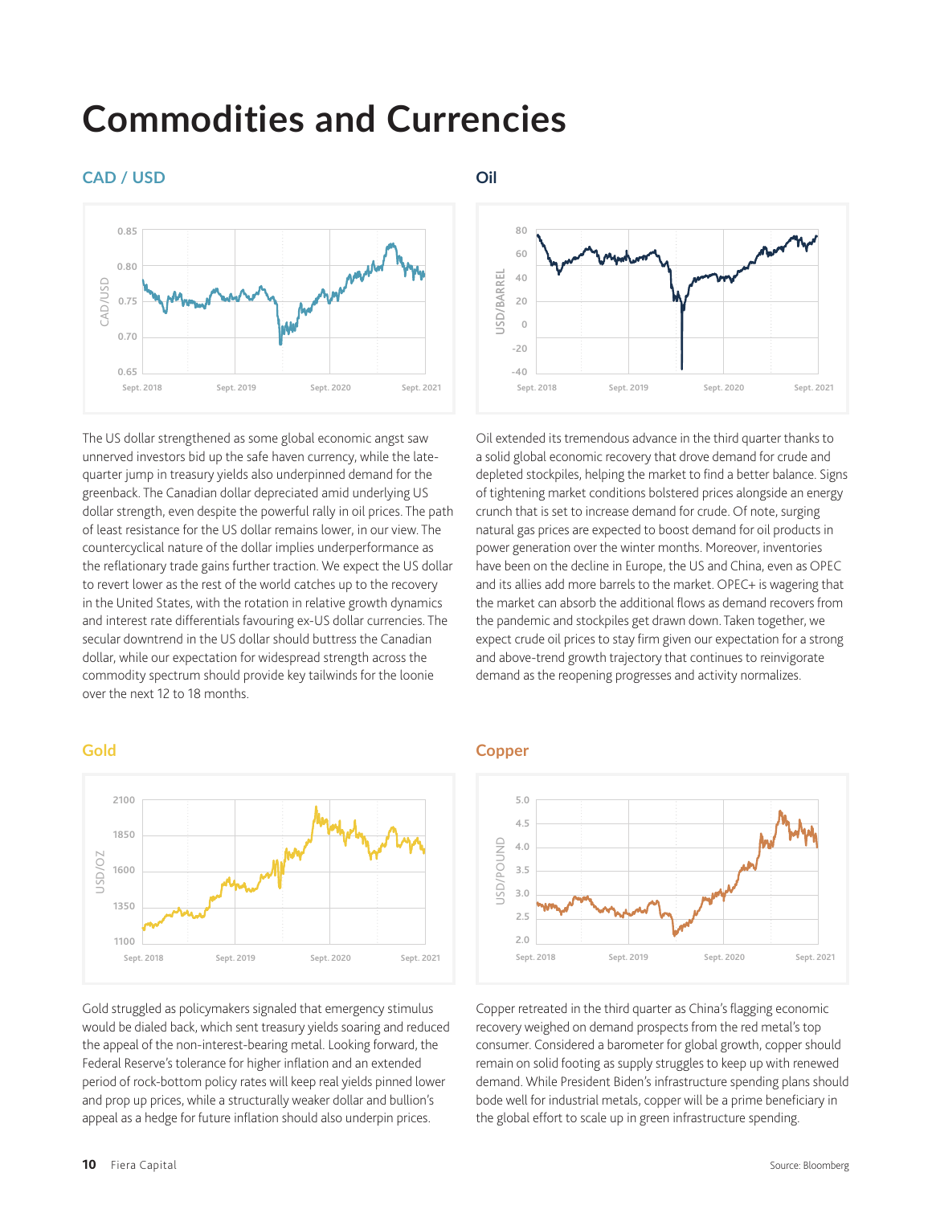# Commodities and Currencies

## CAD / USD

The US dollar strengthened as some global economic angst saw unnerved investors bid up the safe haven currency, while the late-quarter jump in treasury yields also underpinned demand for the greenback. The Canadian dollar depreciated amid underlying US dollar strength, even despite the powerful rally in oil prices. The path of least resistance for the US dollar remains lower, in our view. The countercyclical nature of the dollar implies underperformance as the reflationary trade gains further traction. We expect the US dollar to revert lower as the rest of the world catches up to the recovery in the United States, with the rotation in relative growth dynamics and interest rate differentials favouring ex-US dollar currencies. The secular downtrend in the US dollar should buttress the Canadian dollar, while our expectation for widespread strength across the commodity spectrum should provide key tailwinds for the loonie over the next 12 to 18 months.

## Oil

Oil extended its tremendous advance in the third quarter thanks to a solid global economic recovery that drove demand for crude and depleted stockpiles, helping the market to find a better balance. Signs of tightening market conditions bolstered prices alongside an energy crunch that is set to increase demand for crude. Of note, surging natural gas prices are expected to boost demand for oil products in power generation over the winter months. Moreover, inventories have been on the decline in Europe, the US and China, even as OPEC and its allies add more barrels to the market. OPEC+ is wagering that the market can absorb the additional flows as demand recovers from the pandemic and stockpiles get drawn down. Taken together, we expect crude oil prices to stay firm given our expectation for a strong and above-trend growth trajectory that continues to reinvigorate demand as the reopening progresses and activity normalizes.

## Gold

Gold struggled as policymakers signaled that emergency stimulus would be dialed back, which sent treasury yields soaring and reduced the appeal of the non-interest-bearing metal. Looking forward, the Federal Reserve's tolerance for higher inflation and an extended period of rock-bottom policy rates will keep real yields pinned lower and prop up prices, while a structurally weaker dollar and bullion's appeal as a hedge for future inflation should also underpin prices.

## Copper

Copper retreated in the third quarter as China's flagging economic recovery weighed on demand prospects from the red metal's top consumer. Considered a barometer for global growth, copper should remain on solid footing as supply struggles to keep up with renewed demand. While President Biden's infrastructure spending plans should bode well for industrial metals, copper will be a prime beneficiary in the global effort to scale up in green infrastructure spending.

Source: Bloomberg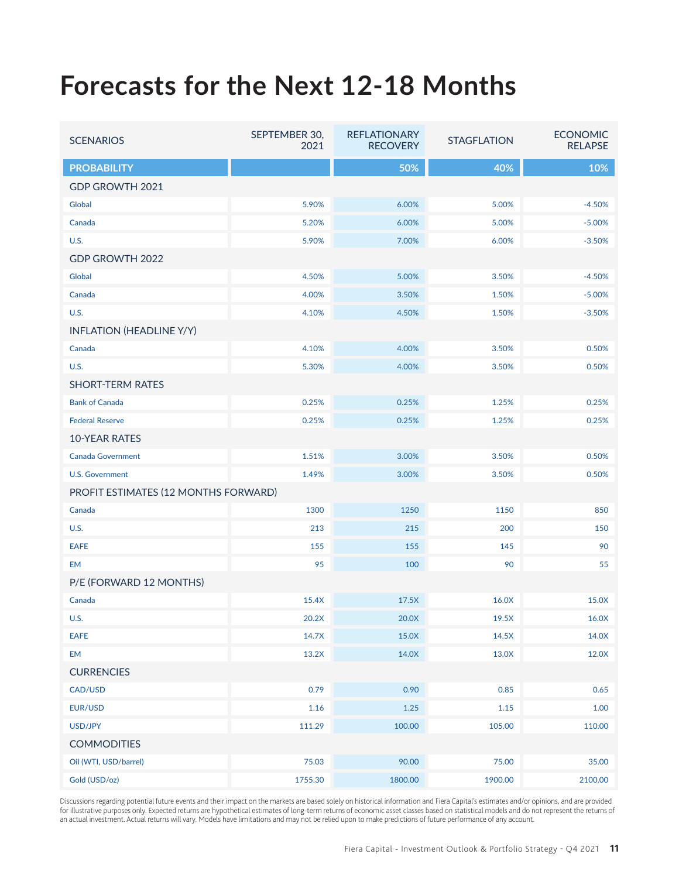# Forecasts for the Next 12-18 Months

| SCENARIOS | SEPTEMBER 30, 2021 | REFLATIONARY RECOVERY | STAGFLATION | ECONOMIC RELAPSE |
|---|---|---|---|---|
| **PROBABILITY** | | 50% | 40% | 10% |
| **GDP GROWTH 2021** | | | | |
| Global | 5.90% | 6.00% | 5.00% | -4.50% |
| Canada | 5.20% | 6.00% | 5.00% | -5.00% |
| U.S. | 5.90% | 7.00% | 6.00% | -3.50% |
| **GDP GROWTH 2022** | | | | |
| Global | 4.50% | 5.00% | 3.50% | -4.50% |
| Canada | 4.00% | 3.50% | 1.50% | -5.00% |
| U.S. | 4.10% | 4.50% | 1.50% | -3.50% |
| **INFLATION (HEADLINE Y/Y)** | | | | |
| Canada | 4.10% | 4.00% | 3.50% | 0.50% |
| U.S. | 5.30% | 4.00% | 3.50% | 0.50% |
| **SHORT-TERM RATES** | | | | |
| Bank of Canada | 0.25% | 0.25% | 1.25% | 0.25% |
| Federal Reserve | 0.25% | 0.25% | 1.25% | 0.25% |
| **10-YEAR RATES** | | | | |
| Canada Government | 1.51% | 3.00% | 3.50% | 0.50% |
| U.S. Government | 1.49% | 3.00% | 3.50% | 0.50% |
| **PROFIT ESTIMATES (12 MONTHS FORWARD)** | | | | |
| Canada | 1300 | 1250 | 1150 | 850 |
| U.S. | 213 | 215 | 200 | 150 |
| EAFE | 155 | 155 | 145 | 90 |
| EM | 95 | 100 | 90 | 55 |
| **P/E (FORWARD 12 MONTHS)** | | | | |
| Canada | 15.4X | 17.5X | 16.0X | 15.0X |
| U.S. | 20.2X | 20.0X | 19.5X | 16.0X |
| EAFE | 14.7X | 15.0X | 14.5X | 14.0X |
| EM | 13.2X | 14.0X | 13.0X | 12.0X |
| **CURRENCIES** | | | | |
| CAD/USD | 0.79 | 0.90 | 0.85 | 0.65 |
| EUR/USD | 1.16 | 1.25 | 1.15 | 1.00 |
| USD/JPY | 111.29 | 100.00 | 105.00 | 110.00 |
| **COMMODITIES** | | | | |
| Oil (WTI, USD/barrel) | 75.03 | 90.00 | 75.00 | 35.00 |
| Gold (USD/oz) | 1755.30 | 1800.00 | 1900.00 | 2100.00 |

Discussions regarding potential future events and their impact on the markets are based solely on historical information and Fiera Capital's estimates and/or opinions, and are provided for illustrative purposes only. Expected returns are hypothetical estimates of long-term returns of economic asset classes based on statistical models and do not represent the returns of an actual investment. Actual returns will vary. Models have limitations and may not be relied upon to make predictions of future performance of any account.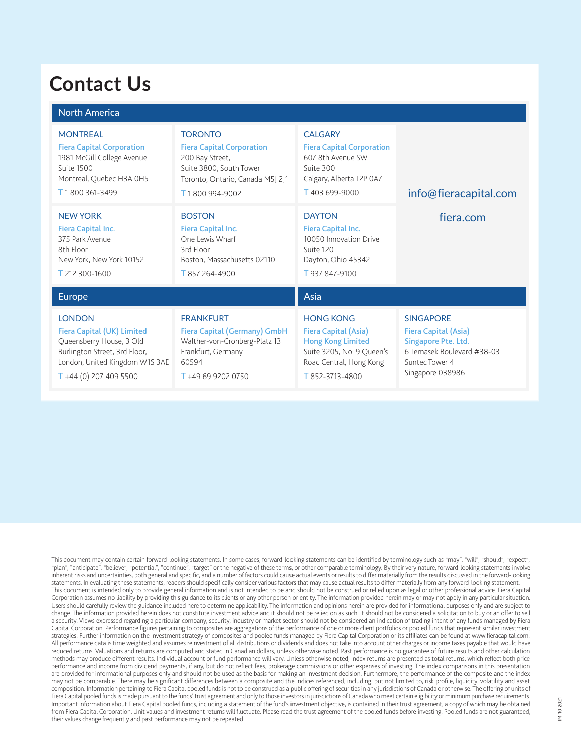# Contact Us

## North America

**MONTREAL**
Fiera Capital Corporation
1981 McGill College Avenue
Suite 1500
Montreal, Quebec H3A 0H5
T 1 800 361-3499

**TORONTO**
Fiera Capital Corporation
200 Bay Street,
Suite 3800, South Tower
Toronto, Ontario, Canada M5J 2J1
T 1 800 994-9002

**CALGARY**
Fiera Capital Corporation
607 8th Avenue SW
Suite 300
Calgary, Alberta T2P 0A7
T 403 699-9000

**NEW YORK**
Fiera Capital Inc.
375 Park Avenue
8th Floor
New York, New York 10152
T 212 300-1600

**BOSTON**
Fiera Capital Inc.
One Lewis Wharf
3rd Floor
Boston, Massachusetts 02110
T 857 264-4900

**DAYTON**
Fiera Capital Inc.
10050 Innovation Drive
Suite 120
Dayton, Ohio 45342
T 937 847-9100

info@fieracapital.com

fiera.com

## Europe

**LONDON**
Fiera Capital (UK) Limited
Queensberry House, 3 Old
Burlington Street, 3rd Floor,
London, United Kingdom W1S 3AE
T +44 (0) 207 409 5500

**FRANKFURT**
Fiera Capital (Germany) GmbH
Walther-von-Cronberg-Platz 13
Frankfurt, Germany
60594
T +49 69 9202 0750

## Asia

**HONG KONG**
Fiera Capital (Asia)
Hong Kong Limited
Suite 3205, No. 9 Queen's
Road Central, Hong Kong
T 852-3713-4800

**SINGAPORE**
Fiera Capital (Asia)
Singapore Pte. Ltd.
6 Temasek Boulevard #38-03
Suntec Tower 4
Singapore 038986

This document may contain certain forward-looking statements. In some cases, forward-looking statements can be identified by terminology such as "may", "will", "should", "expect", "plan", "anticipate", "believe", "potential", "continue", "target" or the negative of these terms, or other comparable terminology. By their very nature, forward-looking statements involve inherent risks and uncertainties, both general and specific, and a number of factors could cause actual events or results to differ materially from the results discussed in the forward-looking statements. In evaluating these statements, readers should specifically consider various factors that may cause actual results to differ materially from any forward-looking statement. This document is intended only to provide general information and is not intended to be and should not be construed or relied upon as legal or other professional advice. Fiera Capital Corporation assumes no liability by providing this guidance to its clients or any other person or entity. The information provided herein may or may not apply in any particular situation. Users should carefully review the guidance included here to determine applicability. The information and opinions herein are provided for informational purposes only and are subject to change. The information provided herein does not constitute investment advice and it should not be relied on as such. It should not be considered a solicitation to buy or an offer to sell a security. Views expressed regarding a particular company, security, industry or market sector should not be considered an indication of trading intent of any funds managed by Fiera Capital Corporation. Performance figures pertaining to composites are aggregations of the performance of one or more client portfolios or pooled funds that represent similar investment strategies. Further information on the investment strategy of composites and pooled funds managed by Fiera Capital Corporation or its affiliates can be found at www.fieracapital.com. All performance data is time weighted and assumes reinvestment of all distributions or dividends and does not take into account other charges or income taxes payable that would have reduced returns. Valuations and returns are computed and stated in Canadian dollars, unless otherwise noted. Past performance is no guarantee of future results and other calculation methods may produce different results. Individual account or fund performance will vary. Unless otherwise noted, index returns are presented as total returns, which reflect both price performance and income from dividend payments, if any, but do not reflect fees, brokerage commissions or other expenses of investing. The index comparisons in this presentation are provided for informational purposes only and should not be used as the basis for making an investment decision. Furthermore, the performance of the composite and the index may not be comparable. There may be significant differences between a composite and the indices referenced, including, but not limited to, risk profile, liquidity, volatility and asset composition. Information pertaining to Fiera Capital pooled funds is not to be construed as a public offering of securities in any jurisdictions of Canada or otherwise. The offering of units of Fiera Capital pooled funds is made pursuant to the funds' trust agreement and only to those investors in jurisdictions of Canada who meet certain eligibility or minimum purchase requirements. Important information about Fiera Capital pooled funds, including a statement of the fund's investment objective, is contained in their trust agreement, a copy of which may be obtained from Fiera Capital Corporation. Unit values and investment returns will fluctuate. Please read the trust agreement of the pooled funds before investing. Pooled funds are not guaranteed, their values change frequently and past performance may not be repeated.

IM-10-2021